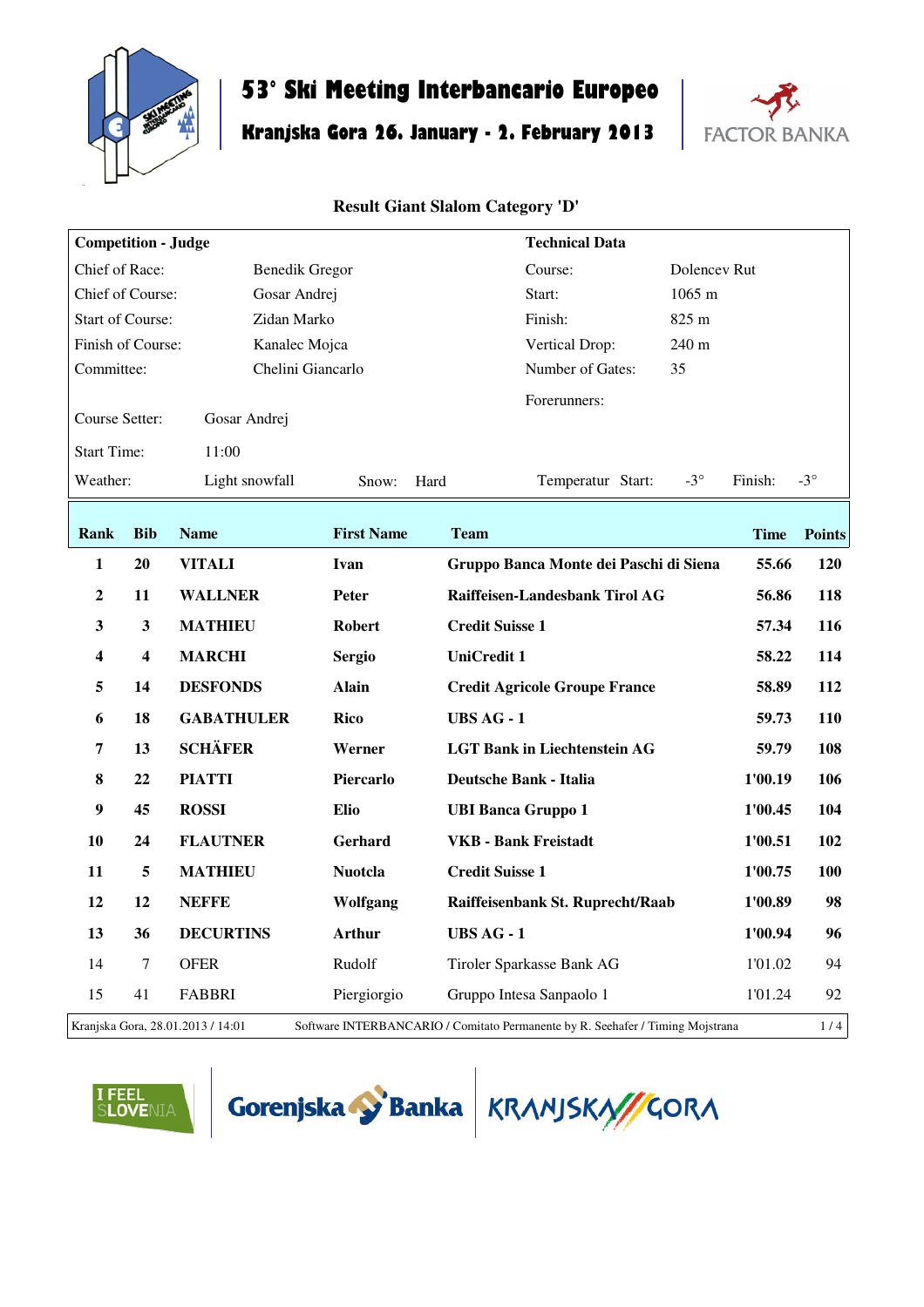# 53° Ski Meeting Interbancario Europeo

## Kranjska Gora 26. January - 2. February 2013

FACTOR BANKA

### Result Giant Slalom Category 'D'

| **Competition - Judge** | | **Technical Data** | |
|---|---|---|---|
| Chief of Race: | Benedik Gregor | Course: | Dolencev Rut |
| Chief of Course: | Gosar Andrej | Start: | 1065 m |
| Start of Course: | Zidan Marko | Finish: | 825 m |
| Finish of Course: | Kanalec Mojca | Vertical Drop: | 240 m |
| Committee: | Chelini Giancarlo | Number of Gates: | 35 |
| | | Forerunners: | |
| Course Setter: | Gosar Andrej | | |
| Start Time: | 11:00 | | |
| Weather: | Light snowfall — Snow: Hard | Temperatur Start: | -3° — Finish: -3° |

| Rank | Bib | Name | First Name | Team | Time | Points |
|---|---|---|---|---|---|---|
| **1** | **20** | **VITALI** | **Ivan** | **Gruppo Banca Monte dei Paschi di Siena** | **55.66** | **120** |
| **2** | **11** | **WALLNER** | **Peter** | **Raiffeisen-Landesbank Tirol AG** | **56.86** | **118** |
| **3** | **3** | **MATHIEU** | **Robert** | **Credit Suisse 1** | **57.34** | **116** |
| **4** | **4** | **MARCHI** | **Sergio** | **UniCredit 1** | **58.22** | **114** |
| **5** | **14** | **DESFONDS** | **Alain** | **Credit Agricole Groupe France** | **58.89** | **112** |
| **6** | **18** | **GABATHULER** | **Rico** | **UBS AG - 1** | **59.73** | **110** |
| **7** | **13** | **SCHÄFER** | **Werner** | **LGT Bank in Liechtenstein AG** | **59.79** | **108** |
| **8** | **22** | **PIATTI** | **Piercarlo** | **Deutsche Bank - Italia** | **1'00.19** | **106** |
| **9** | **45** | **ROSSI** | **Elio** | **UBI Banca Gruppo 1** | **1'00.45** | **104** |
| **10** | **24** | **FLAUTNER** | **Gerhard** | **VKB - Bank Freistadt** | **1'00.51** | **102** |
| **11** | **5** | **MATHIEU** | **Nuotcla** | **Credit Suisse 1** | **1'00.75** | **100** |
| **12** | **12** | **NEFFE** | **Wolfgang** | **Raiffeisenbank St. Ruprecht/Raab** | **1'00.89** | **98** |
| **13** | **36** | **DECURTINS** | **Arthur** | **UBS AG - 1** | **1'00.94** | **96** |
| 14 | 7 | OFER | Rudolf | Tiroler Sparkasse Bank AG | 1'01.02 | 94 |
| 15 | 41 | FABBRI | Piergiorgio | Gruppo Intesa Sanpaolo 1 | 1'01.24 | 92 |

Kranjska Gora, 28.01.2013 / 14:01 — Software INTERBANCARIO / Comitato Permanente by R. Seehafer / Timing Mojstrana

I FEEL SLOVENIA — Gorenjska Banka — KRANJSKA GORA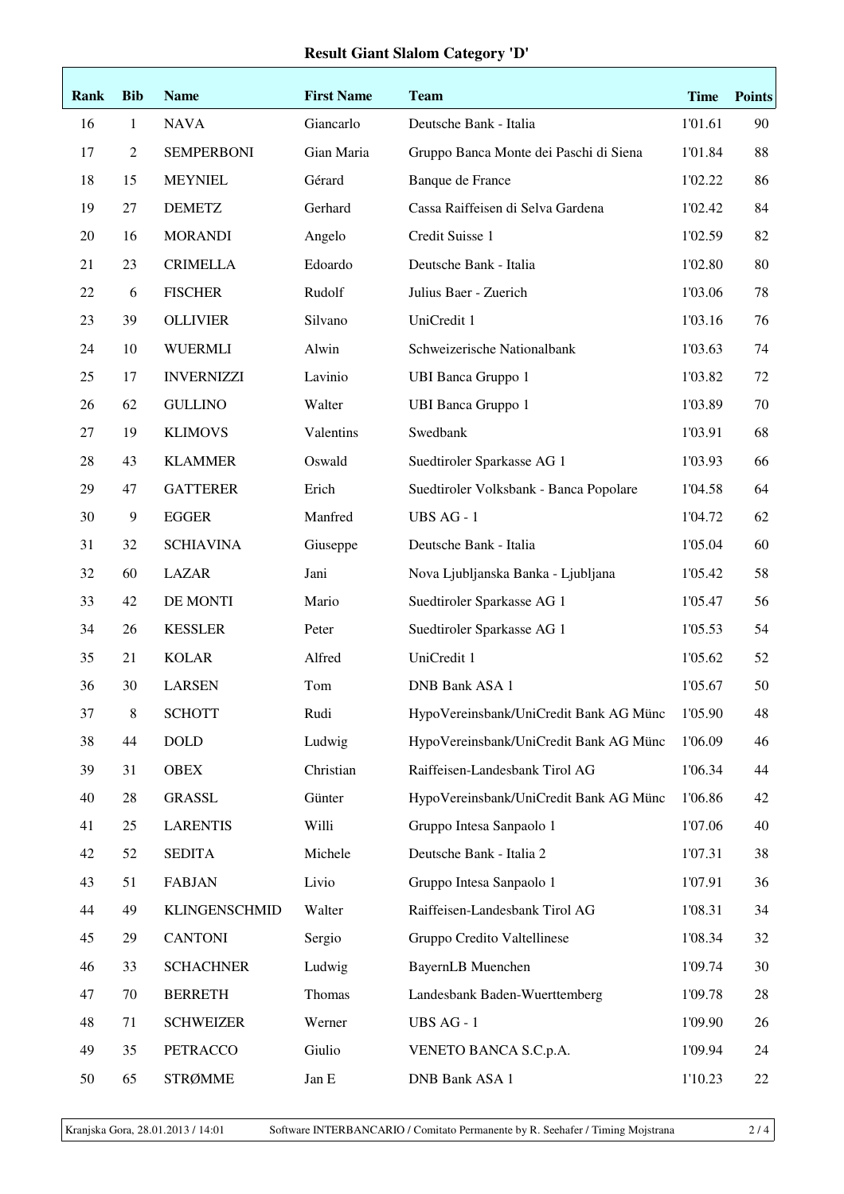# Result Giant Slalom Category 'D'

| Rank | Bib | Name | First Name | Team | Time | Points |
|---|---|---|---|---|---|---|
| 16 | 1 | NAVA | Giancarlo | Deutsche Bank - Italia | 1'01.61 | 90 |
| 17 | 2 | SEMPERBONI | Gian Maria | Gruppo Banca Monte dei Paschi di Siena | 1'01.84 | 88 |
| 18 | 15 | MEYNIEL | Gérard | Banque de France | 1'02.22 | 86 |
| 19 | 27 | DEMETZ | Gerhard | Cassa Raiffeisen di Selva Gardena | 1'02.42 | 84 |
| 20 | 16 | MORANDI | Angelo | Credit Suisse 1 | 1'02.59 | 82 |
| 21 | 23 | CRIMELLA | Edoardo | Deutsche Bank - Italia | 1'02.80 | 80 |
| 22 | 6 | FISCHER | Rudolf | Julius Baer - Zuerich | 1'03.06 | 78 |
| 23 | 39 | OLLIVIER | Silvano | UniCredit 1 | 1'03.16 | 76 |
| 24 | 10 | WUERMLI | Alwin | Schweizerische Nationalbank | 1'03.63 | 74 |
| 25 | 17 | INVERNIZZI | Lavinio | UBI Banca Gruppo 1 | 1'03.82 | 72 |
| 26 | 62 | GULLINO | Walter | UBI Banca Gruppo 1 | 1'03.89 | 70 |
| 27 | 19 | KLIMOVS | Valentins | Swedbank | 1'03.91 | 68 |
| 28 | 43 | KLAMMER | Oswald | Suedtiroler Sparkasse AG 1 | 1'03.93 | 66 |
| 29 | 47 | GATTERER | Erich | Suedtiroler Volksbank - Banca Popolare | 1'04.58 | 64 |
| 30 | 9 | EGGER | Manfred | UBS AG - 1 | 1'04.72 | 62 |
| 31 | 32 | SCHIAVINA | Giuseppe | Deutsche Bank - Italia | 1'05.04 | 60 |
| 32 | 60 | LAZAR | Jani | Nova Ljubljanska Banka - Ljubljana | 1'05.42 | 58 |
| 33 | 42 | DE MONTI | Mario | Suedtiroler Sparkasse AG 1 | 1'05.47 | 56 |
| 34 | 26 | KESSLER | Peter | Suedtiroler Sparkasse AG 1 | 1'05.53 | 54 |
| 35 | 21 | KOLAR | Alfred | UniCredit 1 | 1'05.62 | 52 |
| 36 | 30 | LARSEN | Tom | DNB Bank ASA 1 | 1'05.67 | 50 |
| 37 | 8 | SCHOTT | Rudi | HypoVereinsbank/UniCredit Bank AG Münc | 1'05.90 | 48 |
| 38 | 44 | DOLD | Ludwig | HypoVereinsbank/UniCredit Bank AG Münc | 1'06.09 | 46 |
| 39 | 31 | OBEX | Christian | Raiffeisen-Landesbank Tirol AG | 1'06.34 | 44 |
| 40 | 28 | GRASSL | Günter | HypoVereinsbank/UniCredit Bank AG Münc | 1'06.86 | 42 |
| 41 | 25 | LARENTIS | Willi | Gruppo Intesa Sanpaolo 1 | 1'07.06 | 40 |
| 42 | 52 | SEDITA | Michele | Deutsche Bank - Italia 2 | 1'07.31 | 38 |
| 43 | 51 | FABJAN | Livio | Gruppo Intesa Sanpaolo 1 | 1'07.91 | 36 |
| 44 | 49 | KLINGENSCHMID | Walter | Raiffeisen-Landesbank Tirol AG | 1'08.31 | 34 |
| 45 | 29 | CANTONI | Sergio | Gruppo Credito Valtellinese | 1'08.34 | 32 |
| 46 | 33 | SCHACHNER | Ludwig | BayernLB Muenchen | 1'09.74 | 30 |
| 47 | 70 | BERRETH | Thomas | Landesbank Baden-Wuerttemberg | 1'09.78 | 28 |
| 48 | 71 | SCHWEIZER | Werner | UBS AG - 1 | 1'09.90 | 26 |
| 49 | 35 | PETRACCO | Giulio | VENETO BANCA S.C.p.A. | 1'09.94 | 24 |
| 50 | 65 | STRØMME | Jan E | DNB Bank ASA 1 | 1'10.23 | 22 |

Kranjska Gora, 28.01.2013 / 14:01 Software INTERBANCARIO / Comitato Permanente by R. Seehafer / Timing Mojstrana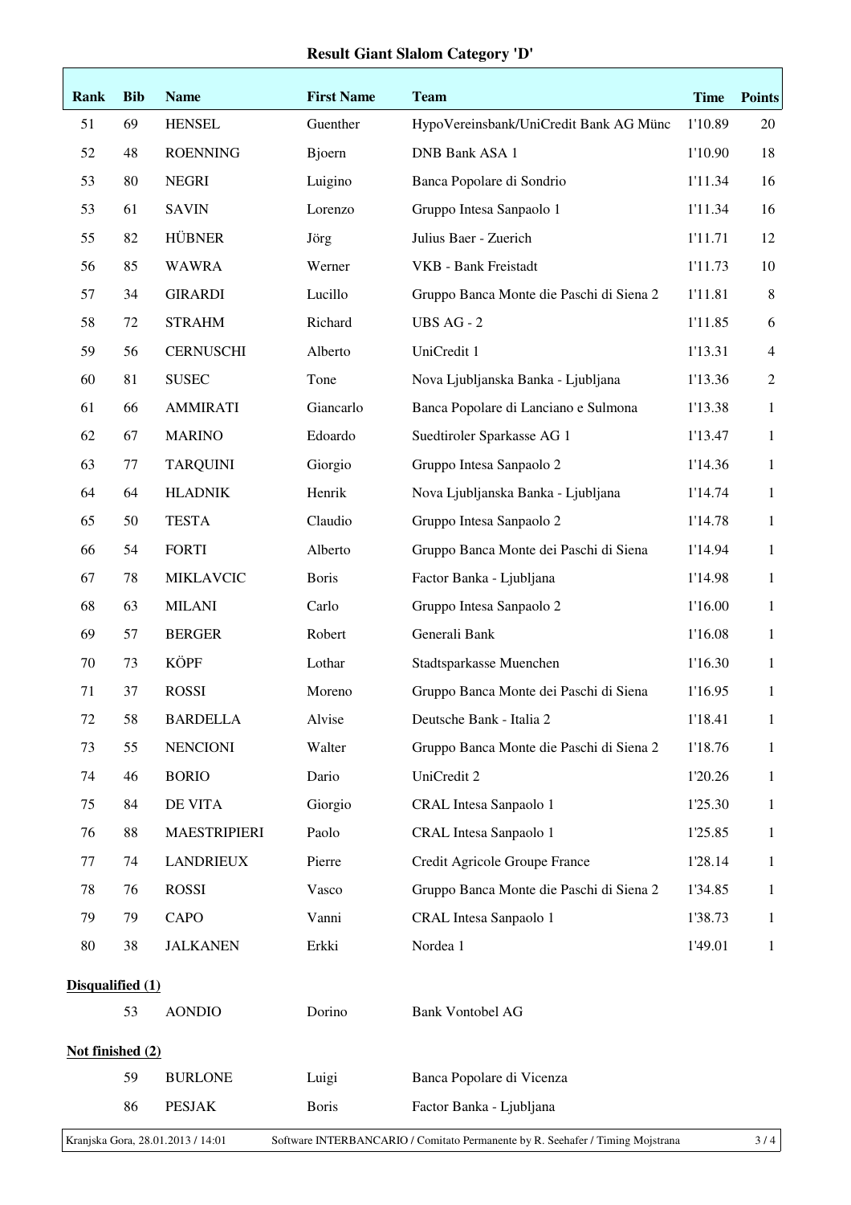# Result Giant Slalom Category 'D'

| Rank | Bib | Name | First Name | Team | Time | Points |
|---|---|---|---|---|---|---|
| 51 | 69 | HENSEL | Guenther | HypoVereinsbank/UniCredit Bank AG Münc | 1'10.89 | 20 |
| 52 | 48 | ROENNING | Bjoern | DNB Bank ASA 1 | 1'10.90 | 18 |
| 53 | 80 | NEGRI | Luigino | Banca Popolare di Sondrio | 1'11.34 | 16 |
| 53 | 61 | SAVIN | Lorenzo | Gruppo Intesa Sanpaolo 1 | 1'11.34 | 16 |
| 55 | 82 | HÜBNER | Jörg | Julius Baer - Zuerich | 1'11.71 | 12 |
| 56 | 85 | WAWRA | Werner | VKB - Bank Freistadt | 1'11.73 | 10 |
| 57 | 34 | GIRARDI | Lucillo | Gruppo Banca Monte die Paschi di Siena 2 | 1'11.81 | 8 |
| 58 | 72 | STRAHM | Richard | UBS AG - 2 | 1'11.85 | 6 |
| 59 | 56 | CERNUSCHI | Alberto | UniCredit 1 | 1'13.31 | 4 |
| 60 | 81 | SUSEC | Tone | Nova Ljubljanska Banka - Ljubljana | 1'13.36 | 2 |
| 61 | 66 | AMMIRATI | Giancarlo | Banca Popolare di Lanciano e Sulmona | 1'13.38 | 1 |
| 62 | 67 | MARINO | Edoardo | Suedtiroler Sparkasse AG 1 | 1'13.47 | 1 |
| 63 | 77 | TARQUINI | Giorgio | Gruppo Intesa Sanpaolo 2 | 1'14.36 | 1 |
| 64 | 64 | HLADNIK | Henrik | Nova Ljubljanska Banka - Ljubljana | 1'14.74 | 1 |
| 65 | 50 | TESTA | Claudio | Gruppo Intesa Sanpaolo 2 | 1'14.78 | 1 |
| 66 | 54 | FORTI | Alberto | Gruppo Banca Monte dei Paschi di Siena | 1'14.94 | 1 |
| 67 | 78 | MIKLAVCIC | Boris | Factor Banka - Ljubljana | 1'14.98 | 1 |
| 68 | 63 | MILANI | Carlo | Gruppo Intesa Sanpaolo 2 | 1'16.00 | 1 |
| 69 | 57 | BERGER | Robert | Generali Bank | 1'16.08 | 1 |
| 70 | 73 | KÖPF | Lothar | Stadtsparkasse Muenchen | 1'16.30 | 1 |
| 71 | 37 | ROSSI | Moreno | Gruppo Banca Monte dei Paschi di Siena | 1'16.95 | 1 |
| 72 | 58 | BARDELLA | Alvise | Deutsche Bank - Italia 2 | 1'18.41 | 1 |
| 73 | 55 | NENCIONI | Walter | Gruppo Banca Monte die Paschi di Siena 2 | 1'18.76 | 1 |
| 74 | 46 | BORIO | Dario | UniCredit 2 | 1'20.26 | 1 |
| 75 | 84 | DE VITA | Giorgio | CRAL Intesa Sanpaolo 1 | 1'25.30 | 1 |
| 76 | 88 | MAESTRIPIERI | Paolo | CRAL Intesa Sanpaolo 1 | 1'25.85 | 1 |
| 77 | 74 | LANDRIEUX | Pierre | Credit Agricole Groupe France | 1'28.14 | 1 |
| 78 | 76 | ROSSI | Vasco | Gruppo Banca Monte die Paschi di Siena 2 | 1'34.85 | 1 |
| 79 | 79 | CAPO | Vanni | CRAL Intesa Sanpaolo 1 | 1'38.73 | 1 |
| 80 | 38 | JALKANEN | Erkki | Nordea 1 | 1'49.01 | 1 |

**Disqualified (1)**

| Bib | Name | First Name | Team |
|---|---|---|---|
| 53 | AONDIO | Dorino | Bank Vontobel AG |

**Not finished (2)**

| Bib | Name | First Name | Team |
|---|---|---|---|
| 59 | BURLONE | Luigi | Banca Popolare di Vicenza |
| 86 | PESJAK | Boris | Factor Banka - Ljubljana |

Kranjska Gora, 28.01.2013 / 14:01 — Software INTERBANCARIO / Comitato Permanente by R. Seehafer / Timing Mojstrana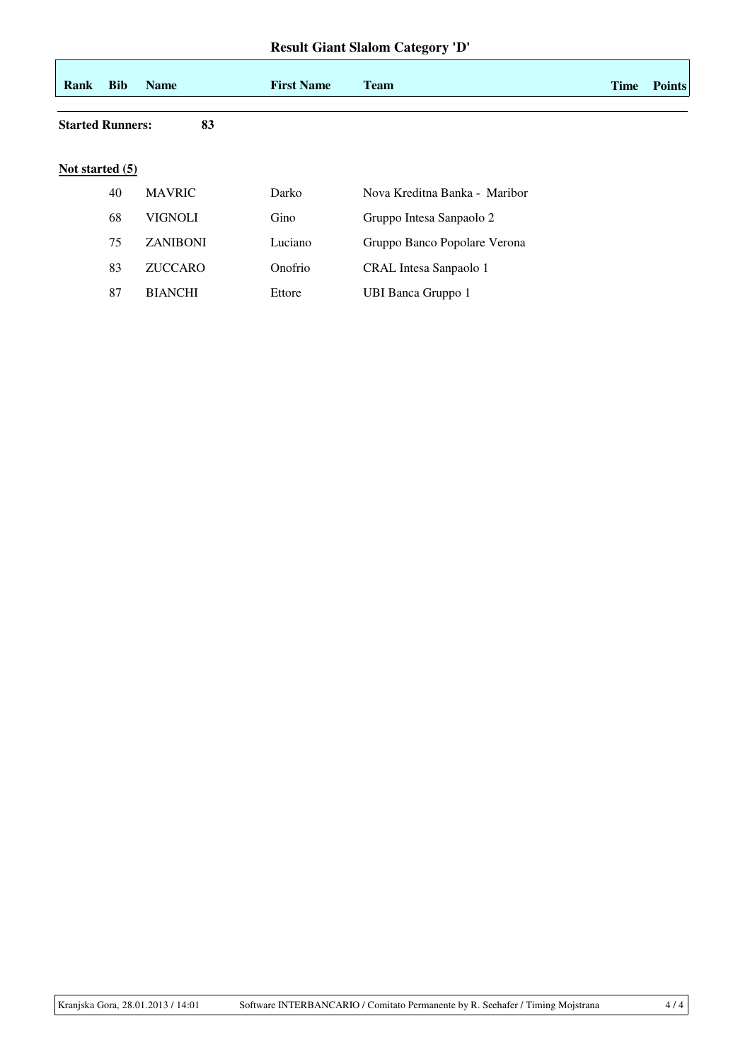**Result Giant Slalom Category 'D'**

| Rank | Bib | Name | First Name | Team | Time | Points |
|---|---|---|---|---|---|---|

**Started Runners:** 83

**Not started (5)**

| Rank | Bib | Name | First Name | Team | Time | Points |
|---|---|---|---|---|---|---|
| | 40 | MAVRIC | Darko | Nova Kreditna Banka - Maribor | | |
| | 68 | VIGNOLI | Gino | Gruppo Intesa Sanpaolo 2 | | |
| | 75 | ZANIBONI | Luciano | Gruppo Banco Popolare Verona | | |
| | 83 | ZUCCARO | Onofrio | CRAL Intesa Sanpaolo 1 | | |
| | 87 | BIANCHI | Ettore | UBI Banca Gruppo 1 | | |

Kranjska Gora, 28.01.2013 / 14:01 Software INTERBANCARIO / Comitato Permanente by R. Seehafer / Timing Mojstrana